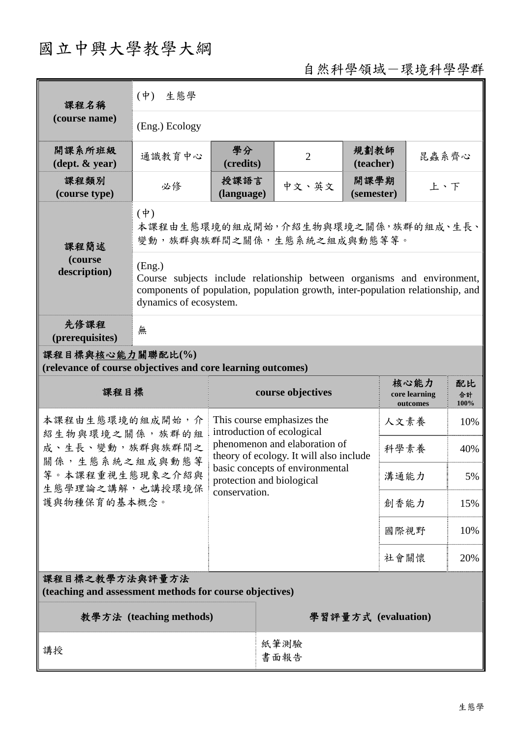# 國立中興大學教學大綱

自然科學領域－環境科學學群

| 課程名稱 (course name) | (中) 生態學 | | | | |
|---|---|---|---|---|---|
| | (Eng.) Ecology | | | | |
| 開課系所班級 (dept. & year) | 通識教育中心 | 學分 (credits) | 2 | 規劃教師 (teacher) | 昆蟲系齊心 |
| 課程類別 (course type) | 必修 | 授課語言 (language) | 中文、英文 | 開課學期 (semester) | 上、下 |
| 課程簡述 (course description) | (中) 本課程由生態環境的組成開始，介紹生物與環境之關係，族群的組成、生長、變動，族群與族群間之關係，生態系統之組成與動態等等。 | | | | |
| | (Eng.) Course subjects include relationship between organisms and environment, components of population, population growth, inter-population relationship, and dynamics of ecosystem. | | | | |
| 先修課程 (prerequisites) | 無 | | | | |

**課程目標與核心能力關聯配比(%) (relevance of course objectives and core learning outcomes)**

| 課程目標 | course objectives | 核心能力 core learning outcomes | 配比 合計 100% |
|---|---|---|---|
| 本課程由生態環境的組成開始，介紹生物與環境之關係，族群的組成、生長、變動，族群與族群間之關係，生態系統之組成與動態等等。本課程重視生態現象之介紹與生態學理論之講解，也講授環境保護與物種保育的基本概念。 | This course emphasizes the introduction of ecological phenomenon and elaboration of theory of ecology. It will also include basic concepts of environmental protection and biological conservation. | 人文素養 | 10% |
| | | 科學素養 | 40% |
| | | 溝通能力 | 5% |
| | | 創香能力 | 15% |
| | | 國際視野 | 10% |
| | | 社會關懷 | 20% |

**課程目標之教學方法與評量方法 (teaching and assessment methods for course objectives)**

| 教學方法 (teaching methods) | 學習評量方式 (evaluation) |
|---|---|
| 講授 | 紙筆測驗<br>書面報告 |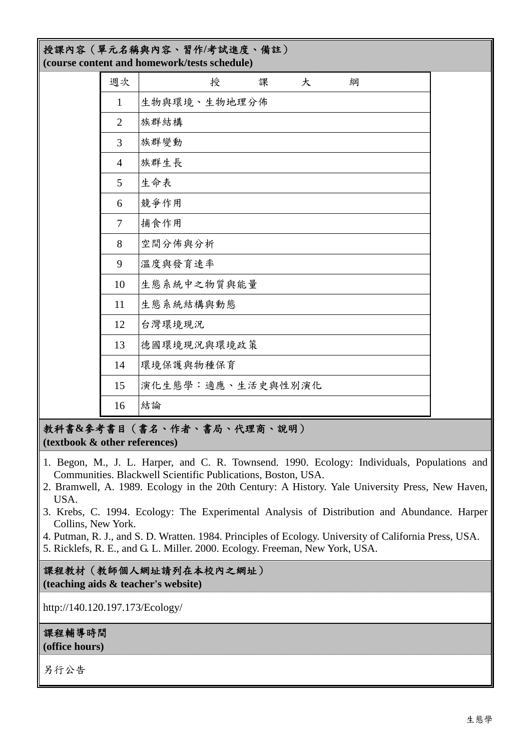## 授課內容（單元名稱與內容、習作/考試進度、備註）
**(course content and homework/tests schedule)**

| 週次 | 授　課　大　綱 |
|---|---|
| 1 | 生物與環境、生物地理分佈 |
| 2 | 族群結構 |
| 3 | 族群變動 |
| 4 | 族群生長 |
| 5 | 生命表 |
| 6 | 競爭作用 |
| 7 | 捕食作用 |
| 8 | 空間分佈與分析 |
| 9 | 溫度與發育速率 |
| 10 | 生態系統中之物質與能量 |
| 11 | 生態系統結構與動態 |
| 12 | 台灣環境現況 |
| 13 | 德國環境現況與環境政策 |
| 14 | 環境保護與物種保育 |
| 15 | 演化生態學：適應、生活史與性別演化 |
| 16 | 結論 |

## 教科書&參考書目（書名、作者、書局、代理商、說明）
**(textbook & other references)**

1. Begon, M., J. L. Harper, and C. R. Townsend. 1990. Ecology: Individuals, Populations and Communities. Blackwell Scientific Publications, Boston, USA.
2. Bramwell, A. 1989. Ecology in the 20th Century: A History. Yale University Press, New Haven, USA.
3. Krebs, C. 1994. Ecology: The Experimental Analysis of Distribution and Abundance. Harper Collins, New York.
4. Putman, R. J., and S. D. Wratten. 1984. Principles of Ecology. University of California Press, USA.
5. Ricklefs, R. E., and G. L. Miller. 2000. Ecology. Freeman, New York, USA.

## 課程教材（教師個人網址請列在本校內之網址）
**(teaching aids & teacher's website)**

http://140.120.197.173/Ecology/

## 課程輔導時間
**(office hours)**

另行公告